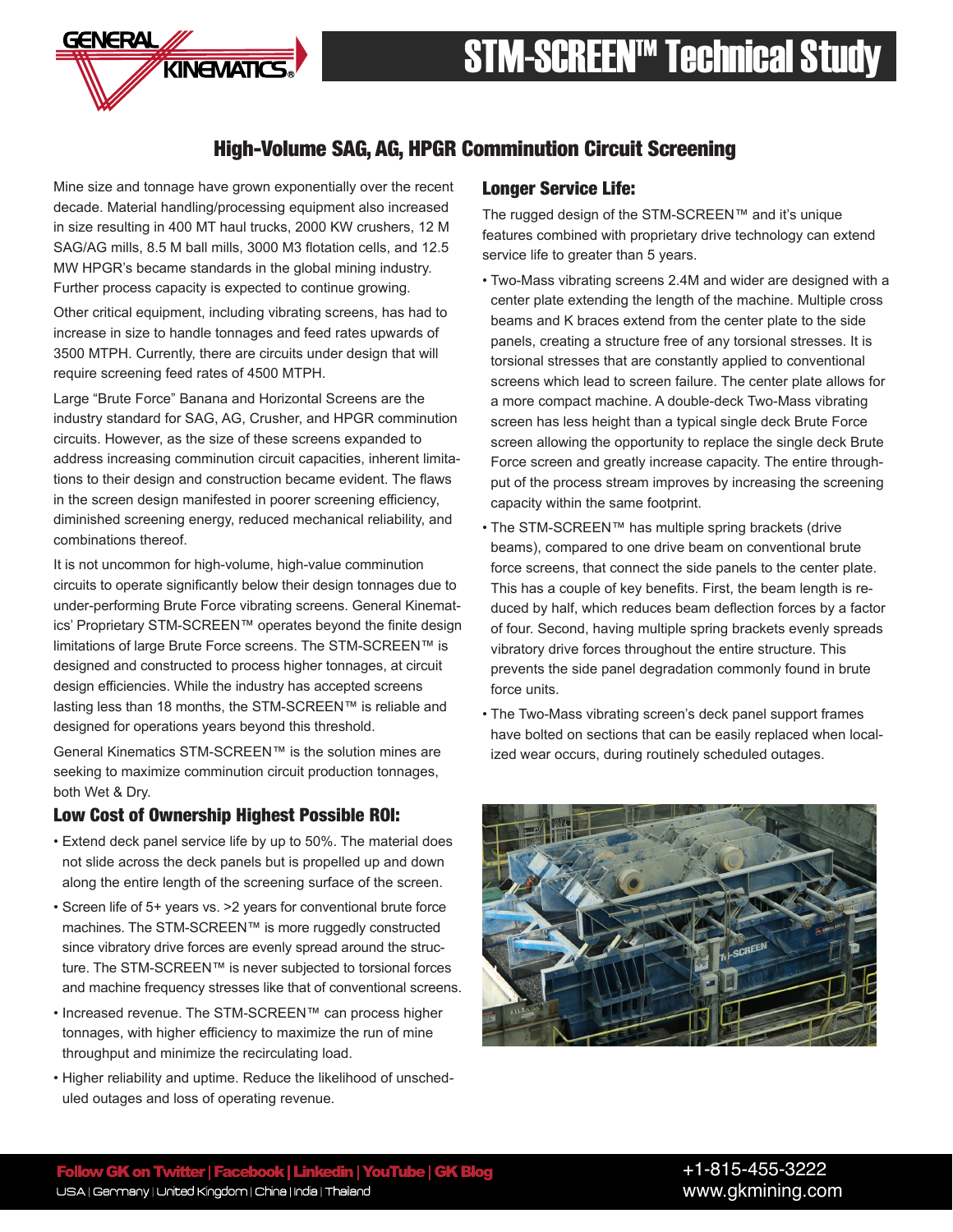# STM-SCREEN™ Technical Study

## High-Volume SAG, AG, HPGR Comminution Circuit Screening

Mine size and tonnage have grown exponentially over the recent decade. Material handling/processing equipment also increased in size resulting in 400 MT haul trucks, 2000 KW crushers, 12 M SAG/AG mills, 8.5 M ball mills, 3000 M3 flotation cells, and 12.5 MW HPGR's became standards in the global mining industry. Further process capacity is expected to continue growing.

Other critical equipment, including vibrating screens, has had to increase in size to handle tonnages and feed rates upwards of 3500 MTPH. Currently, there are circuits under design that will require screening feed rates of 4500 MTPH.

Large "Brute Force" Banana and Horizontal Screens are the industry standard for SAG, AG, Crusher, and HPGR comminution circuits. However, as the size of these screens expanded to address increasing comminution circuit capacities, inherent limitations to their design and construction became evident. The flaws in the screen design manifested in poorer screening efficiency, diminished screening energy, reduced mechanical reliability, and combinations thereof.

It is not uncommon for high-volume, high-value comminution circuits to operate significantly below their design tonnages due to under-performing Brute Force vibrating screens. General Kinematics' Proprietary STM-SCREEN™ operates beyond the finite design limitations of large Brute Force screens. The STM-SCREEN™ is designed and constructed to process higher tonnages, at circuit design efficiencies. While the industry has accepted screens lasting less than 18 months, the STM-SCREEN™ is reliable and designed for operations years beyond this threshold.

General Kinematics STM-SCREEN™ is the solution mines are seeking to maximize comminution circuit production tonnages, both Wet & Dry.

### Low Cost of Ownership Highest Possible ROI:

- Extend deck panel service life by up to 50%. The material does not slide across the deck panels but is propelled up and down along the entire length of the screening surface of the screen.
- Screen life of 5+ years vs. >2 years for conventional brute force machines. The STM-SCREEN™ is more ruggedly constructed since vibratory drive forces are evenly spread around the structure. The STM-SCREEN™ is never subjected to torsional forces and machine frequency stresses like that of conventional screens.
- Increased revenue. The STM-SCREEN™ can process higher tonnages, with higher efficiency to maximize the run of mine throughput and minimize the recirculating load.
- Higher reliability and uptime. Reduce the likelihood of unscheduled outages and loss of operating revenue.

### Longer Service Life:

The rugged design of the STM-SCREEN™ and it's unique features combined with proprietary drive technology can extend service life to greater than 5 years.

- Two-Mass vibrating screens 2.4M and wider are designed with a center plate extending the length of the machine. Multiple cross beams and K braces extend from the center plate to the side panels, creating a structure free of any torsional stresses. It is torsional stresses that are constantly applied to conventional screens which lead to screen failure. The center plate allows for a more compact machine. A double-deck Two-Mass vibrating screen has less height than a typical single deck Brute Force screen allowing the opportunity to replace the single deck Brute Force screen and greatly increase capacity. The entire throughput of the process stream improves by increasing the screening capacity within the same footprint.
- The STM-SCREEN™ has multiple spring brackets (drive beams), compared to one drive beam on conventional brute force screens, that connect the side panels to the center plate. This has a couple of key benefits. First, the beam length is reduced by half, which reduces beam deflection forces by a factor of four. Second, having multiple spring brackets evenly spreads vibratory drive forces throughout the entire structure. This prevents the side panel degradation commonly found in brute force units.
- The Two-Mass vibrating screen's deck panel support frames have bolted on sections that can be easily replaced when localized wear occurs, during routinely scheduled outages.

Follow GK on Twitter | Facebook | Linkedin | YouTube | GK Blog
USA | Germany | United Kingdom | China | India | Thailand

+1-815-455-3222
www.gkmining.com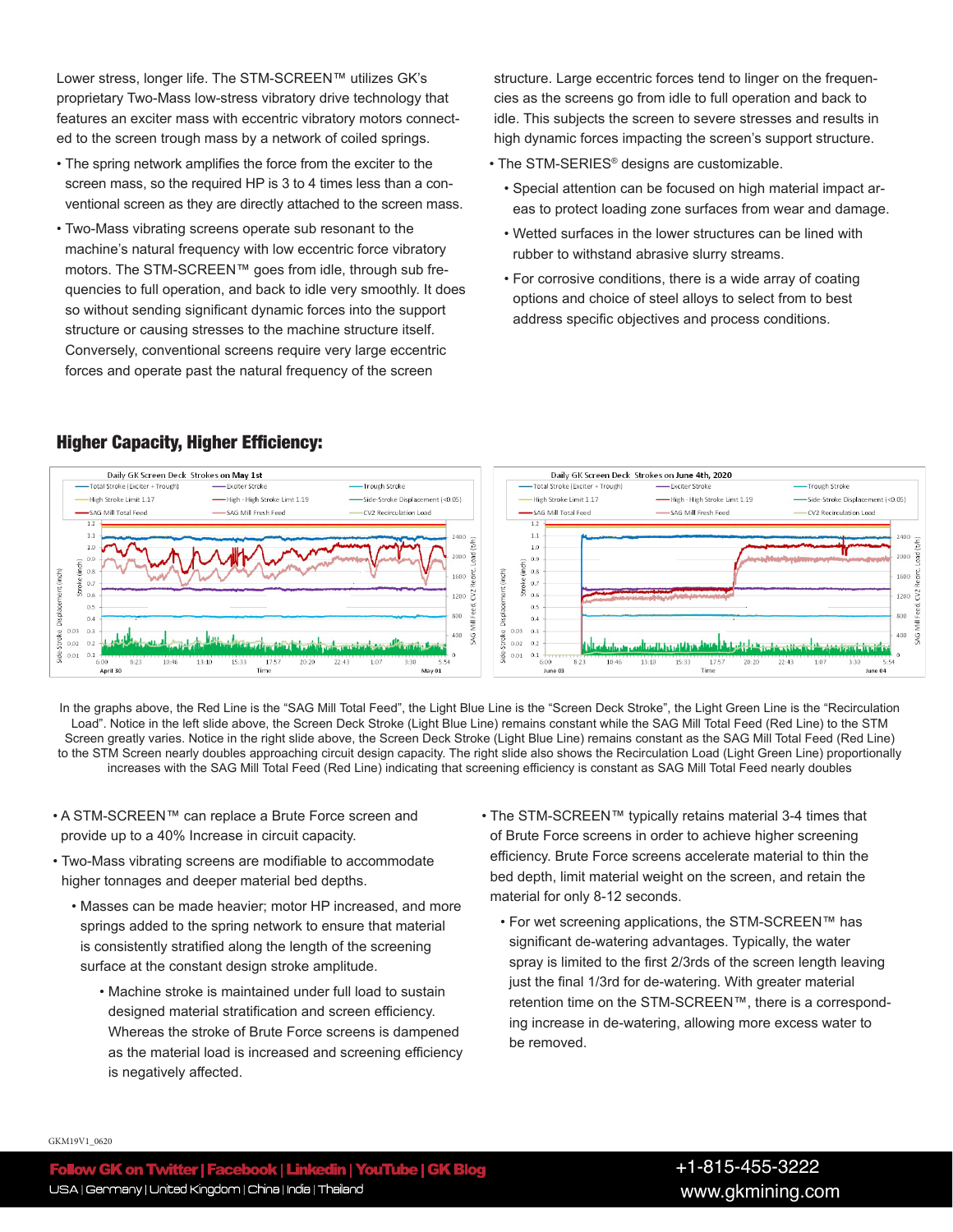Lower stress, longer life. The STM-SCREEN™ utilizes GK's proprietary Two-Mass low-stress vibratory drive technology that features an exciter mass with eccentric vibratory motors connected to the screen trough mass by a network of coiled springs.

- The spring network amplifies the force from the exciter to the screen mass, so the required HP is 3 to 4 times less than a conventional screen as they are directly attached to the screen mass.
- Two-Mass vibrating screens operate sub resonant to the machine's natural frequency with low eccentric force vibratory motors. The STM-SCREEN™ goes from idle, through sub frequencies to full operation, and back to idle very smoothly. It does so without sending significant dynamic forces into the support structure or causing stresses to the machine structure itself. Conversely, conventional screens require very large eccentric forces and operate past the natural frequency of the screen structure. Large eccentric forces tend to linger on the frequencies as the screens go from idle to full operation and back to idle. This subjects the screen to severe stresses and results in high dynamic forces impacting the screen's support structure.
- The STM-SERIES® designs are customizable.
  - Special attention can be focused on high material impact areas to protect loading zone surfaces from wear and damage.
  - Wetted surfaces in the lower structures can be lined with rubber to withstand abrasive slurry streams.
  - For corrosive conditions, there is a wide array of coating options and choice of steel alloys to select from to best address specific objectives and process conditions.

## Higher Capacity, Higher Efficiency:

In the graphs above, the Red Line is the "SAG Mill Total Feed", the Light Blue Line is the "Screen Deck Stroke", the Light Green Line is the "Recirculation Load". Notice in the left slide above, the Screen Deck Stroke (Light Blue Line) remains constant while the SAG Mill Total Feed (Red Line) to the STM Screen greatly varies. Notice in the right slide above, the Screen Deck Stroke (Light Blue Line) remains constant as the SAG Mill Total Feed (Red Line) to the STM Screen nearly doubles approaching circuit design capacity. The right slide also shows the Recirculation Load (Light Green Line) proportionally increases with the SAG Mill Total Feed (Red Line) indicating that screening efficiency is constant as SAG Mill Total Feed nearly doubles

- A STM-SCREEN™ can replace a Brute Force screen and provide up to a 40% Increase in circuit capacity.
- Two-Mass vibrating screens are modifiable to accommodate higher tonnages and deeper material bed depths.
  - Masses can be made heavier; motor HP increased, and more springs added to the spring network to ensure that material is consistently stratified along the length of the screening surface at the constant design stroke amplitude.
    - Machine stroke is maintained under full load to sustain designed material stratification and screen efficiency. Whereas the stroke of Brute Force screens is dampened as the material load is increased and screening efficiency is negatively affected.
- The STM-SCREEN™ typically retains material 3-4 times that of Brute Force screens in order to achieve higher screening efficiency. Brute Force screens accelerate material to thin the bed depth, limit material weight on the screen, and retain the material for only 8-12 seconds.
  - For wet screening applications, the STM-SCREEN™ has significant de-watering advantages. Typically, the water spray is limited to the first 2/3rds of the screen length leaving just the final 1/3rd for de-watering. With greater material retention time on the STM-SCREEN™, there is a corresponding increase in de-watering, allowing more excess water to be removed.

GKM19V1_0620

Follow GK on Twitter | Facebook | Linkedin | YouTube | GK Blog

USA | Germany | United Kingdom | China | India | Thailand

+1-815-455-3222

www.gkmining.com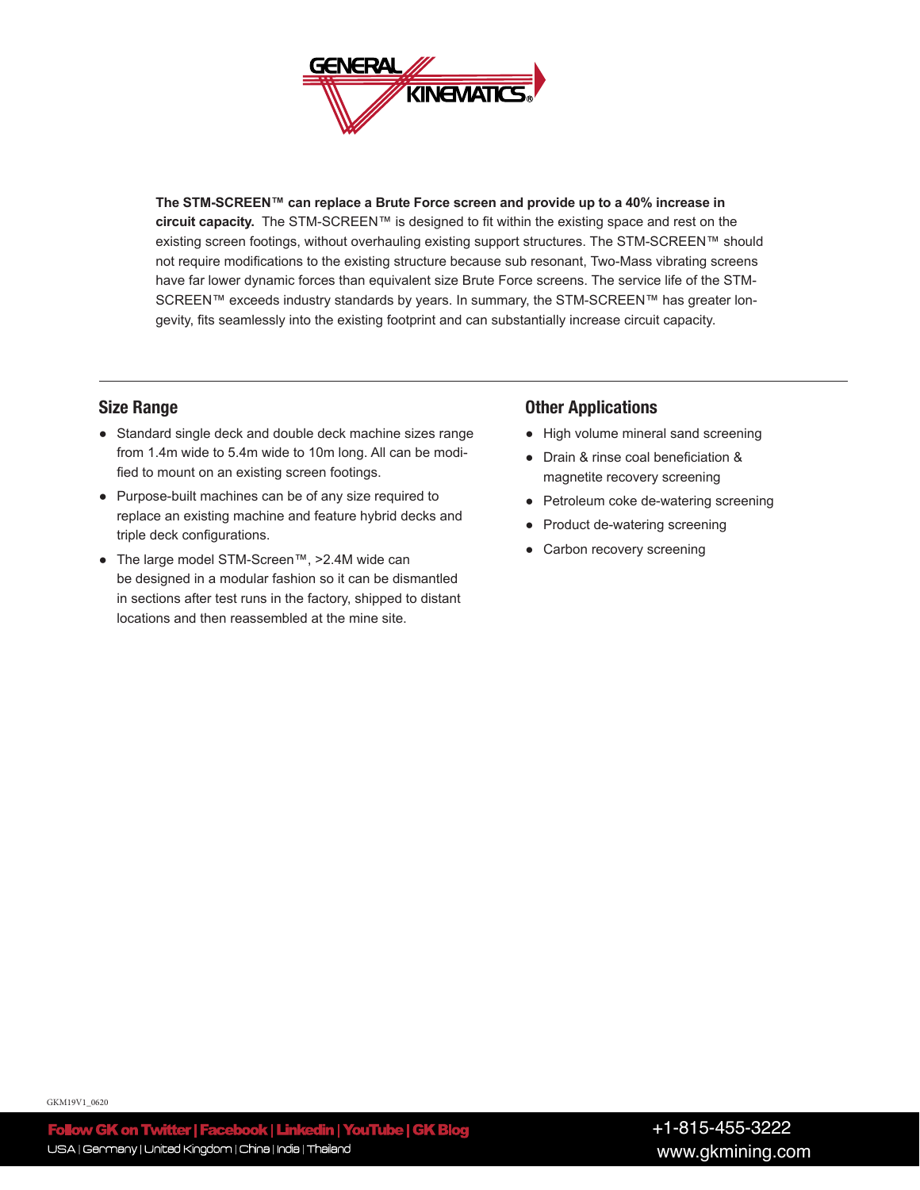**The STM-SCREEN™ can replace a Brute Force screen and provide up to a 40% increase in circuit capacity.** The STM-SCREEN™ is designed to fit within the existing space and rest on the existing screen footings, without overhauling existing support structures. The STM-SCREEN™ should not require modifications to the existing structure because sub resonant, Two-Mass vibrating screens have far lower dynamic forces than equivalent size Brute Force screens. The service life of the STM-SCREEN™ exceeds industry standards by years. In summary, the STM-SCREEN™ has greater longevity, fits seamlessly into the existing footprint and can substantially increase circuit capacity.

## Size Range

- Standard single deck and double deck machine sizes range from 1.4m wide to 5.4m wide to 10m long. All can be modified to mount on an existing screen footings.
- Purpose-built machines can be of any size required to replace an existing machine and feature hybrid decks and triple deck configurations.
- The large model STM-Screen™, >2.4M wide can be designed in a modular fashion so it can be dismantled in sections after test runs in the factory, shipped to distant locations and then reassembled at the mine site.

## Other Applications

- High volume mineral sand screening
- Drain & rinse coal beneficiation & magnetite recovery screening
- Petroleum coke de-watering screening
- Product de-watering screening
- Carbon recovery screening

GKM19V1_0620

Follow GK on Twitter | Facebook | Linkedin | YouTube | GK Blog

USA | Germany | United Kingdom | China | India | Thailand

+1-815-455-3222

www.gkmining.com